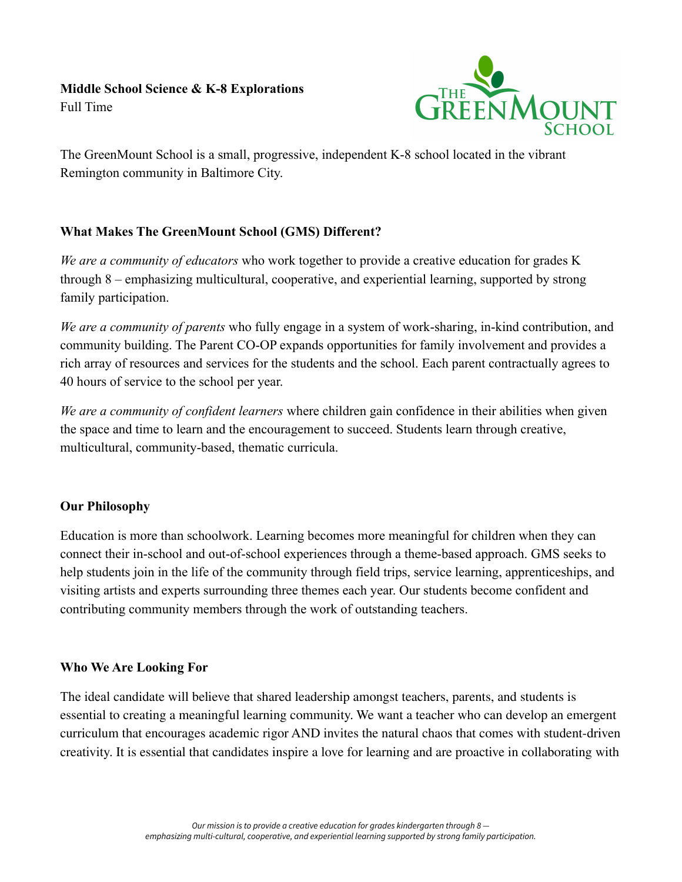**Middle School Science & K-8 Explorations**
Full Time

The GreenMount School is a small, progressive, independent K-8 school located in the vibrant Remington community in Baltimore City.

## What Makes The GreenMount School (GMS) Different?

*We are a community of educators* who work together to provide a creative education for grades K through 8 – emphasizing multicultural, cooperative, and experiential learning, supported by strong family participation.

*We are a community of parents* who fully engage in a system of work-sharing, in-kind contribution, and community building. The Parent CO-OP expands opportunities for family involvement and provides a rich array of resources and services for the students and the school. Each parent contractually agrees to 40 hours of service to the school per year.

*We are a community of confident learners* where children gain confidence in their abilities when given the space and time to learn and the encouragement to succeed. Students learn through creative, multicultural, community-based, thematic curricula.

## Our Philosophy

Education is more than schoolwork. Learning becomes more meaningful for children when they can connect their in-school and out-of-school experiences through a theme-based approach. GMS seeks to help students join in the life of the community through field trips, service learning, apprenticeships, and visiting artists and experts surrounding three themes each year. Our students become confident and contributing community members through the work of outstanding teachers.

## Who We Are Looking For

The ideal candidate will believe that shared leadership amongst teachers, parents, and students is essential to creating a meaningful learning community. We want a teacher who can develop an emergent curriculum that encourages academic rigor AND invites the natural chaos that comes with student-driven creativity. It is essential that candidates inspire a love for learning and are proactive in collaborating with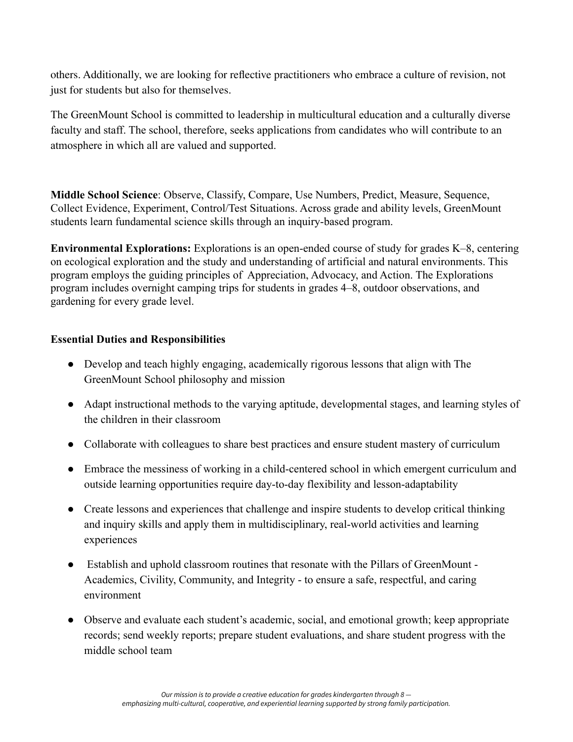others. Additionally, we are looking for reflective practitioners who embrace a culture of revision, not just for students but also for themselves.

The GreenMount School is committed to leadership in multicultural education and a culturally diverse faculty and staff. The school, therefore, seeks applications from candidates who will contribute to an atmosphere in which all are valued and supported.

**Middle School Science**: Observe, Classify, Compare, Use Numbers, Predict, Measure, Sequence, Collect Evidence, Experiment, Control/Test Situations. Across grade and ability levels, GreenMount students learn fundamental science skills through an inquiry-based program.

**Environmental Explorations:** Explorations is an open-ended course of study for grades K–8, centering on ecological exploration and the study and understanding of artificial and natural environments. This program employs the guiding principles of Appreciation, Advocacy, and Action. The Explorations program includes overnight camping trips for students in grades 4–8, outdoor observations, and gardening for every grade level.

**Essential Duties and Responsibilities**

- Develop and teach highly engaging, academically rigorous lessons that align with The GreenMount School philosophy and mission
- Adapt instructional methods to the varying aptitude, developmental stages, and learning styles of the children in their classroom
- Collaborate with colleagues to share best practices and ensure student mastery of curriculum
- Embrace the messiness of working in a child-centered school in which emergent curriculum and outside learning opportunities require day-to-day flexibility and lesson-adaptability
- Create lessons and experiences that challenge and inspire students to develop critical thinking and inquiry skills and apply them in multidisciplinary, real-world activities and learning experiences
- Establish and uphold classroom routines that resonate with the Pillars of GreenMount - Academics, Civility, Community, and Integrity - to ensure a safe, respectful, and caring environment
- Observe and evaluate each student's academic, social, and emotional growth; keep appropriate records; send weekly reports; prepare student evaluations, and share student progress with the middle school team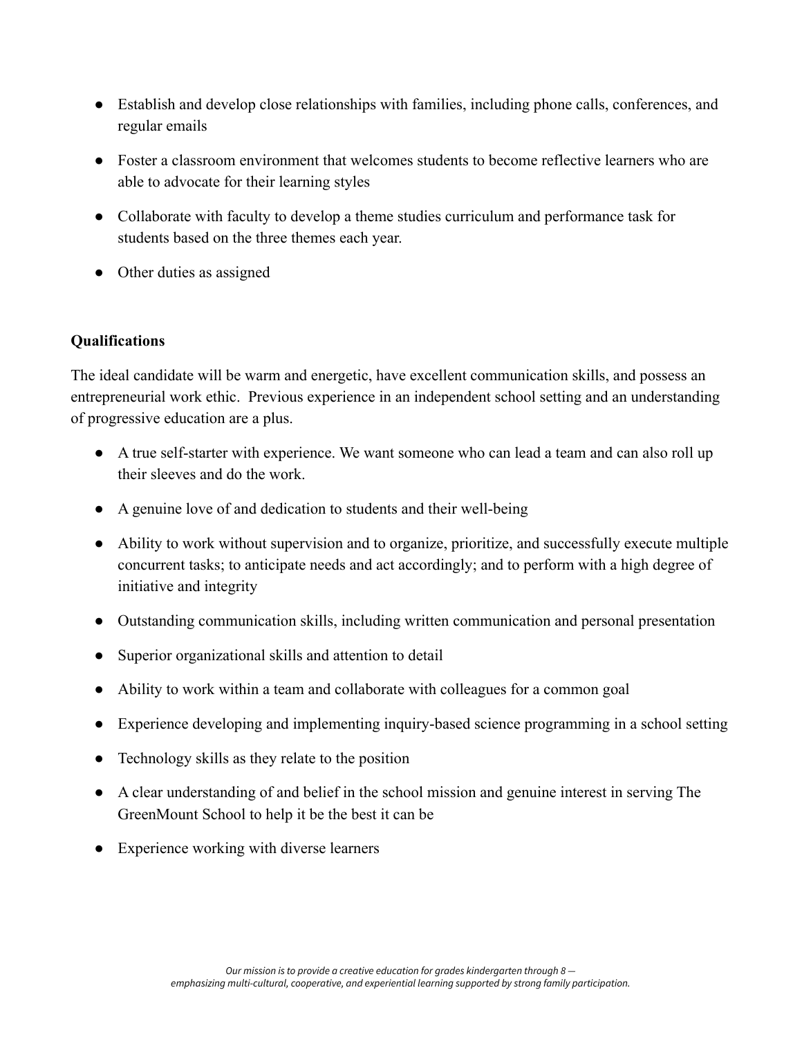- Establish and develop close relationships with families, including phone calls, conferences, and regular emails
- Foster a classroom environment that welcomes students to become reflective learners who are able to advocate for their learning styles
- Collaborate with faculty to develop a theme studies curriculum and performance task for students based on the three themes each year.
- Other duties as assigned

**Qualifications**

The ideal candidate will be warm and energetic, have excellent communication skills, and possess an entrepreneurial work ethic. Previous experience in an independent school setting and an understanding of progressive education are a plus.

- A true self-starter with experience. We want someone who can lead a team and can also roll up their sleeves and do the work.
- A genuine love of and dedication to students and their well-being
- Ability to work without supervision and to organize, prioritize, and successfully execute multiple concurrent tasks; to anticipate needs and act accordingly; and to perform with a high degree of initiative and integrity
- Outstanding communication skills, including written communication and personal presentation
- Superior organizational skills and attention to detail
- Ability to work within a team and collaborate with colleagues for a common goal
- Experience developing and implementing inquiry-based science programming in a school setting
- Technology skills as they relate to the position
- A clear understanding of and belief in the school mission and genuine interest in serving The GreenMount School to help it be the best it can be
- Experience working with diverse learners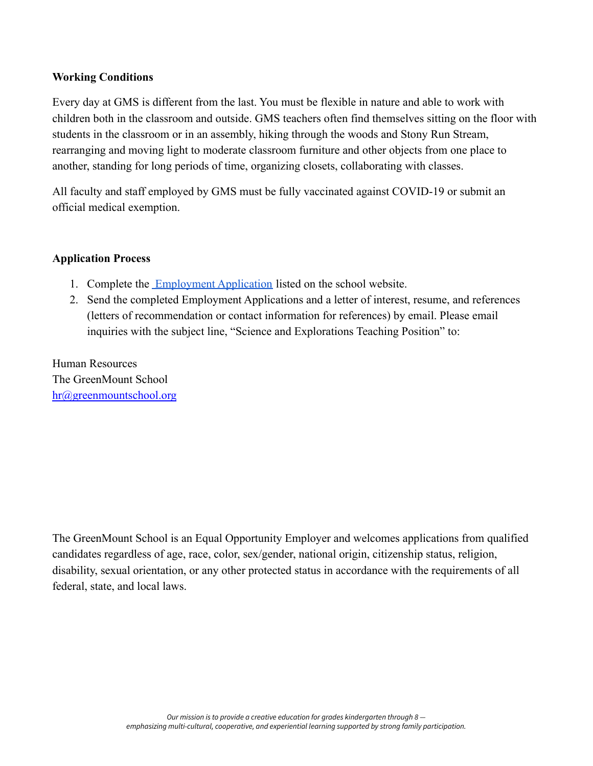**Working Conditions**

Every day at GMS is different from the last. You must be flexible in nature and able to work with children both in the classroom and outside. GMS teachers often find themselves sitting on the floor with students in the classroom or in an assembly, hiking through the woods and Stony Run Stream, rearranging and moving light to moderate classroom furniture and other objects from one place to another, standing for long periods of time, organizing closets, collaborating with classes.

All faculty and staff employed by GMS must be fully vaccinated against COVID-19 or submit an official medical exemption.

**Application Process**

1. Complete the Employment Application listed on the school website.
2. Send the completed Employment Applications and a letter of interest, resume, and references (letters of recommendation or contact information for references) by email. Please email inquiries with the subject line, "Science and Explorations Teaching Position" to:

Human Resources
The GreenMount School
hr@greenmountschool.org

The GreenMount School is an Equal Opportunity Employer and welcomes applications from qualified candidates regardless of age, race, color, sex/gender, national origin, citizenship status, religion, disability, sexual orientation, or any other protected status in accordance with the requirements of all federal, state, and local laws.

*Our mission is to provide a creative education for grades kindergarten through 8 — emphasizing multi-cultural, cooperative, and experiential learning supported by strong family participation.*